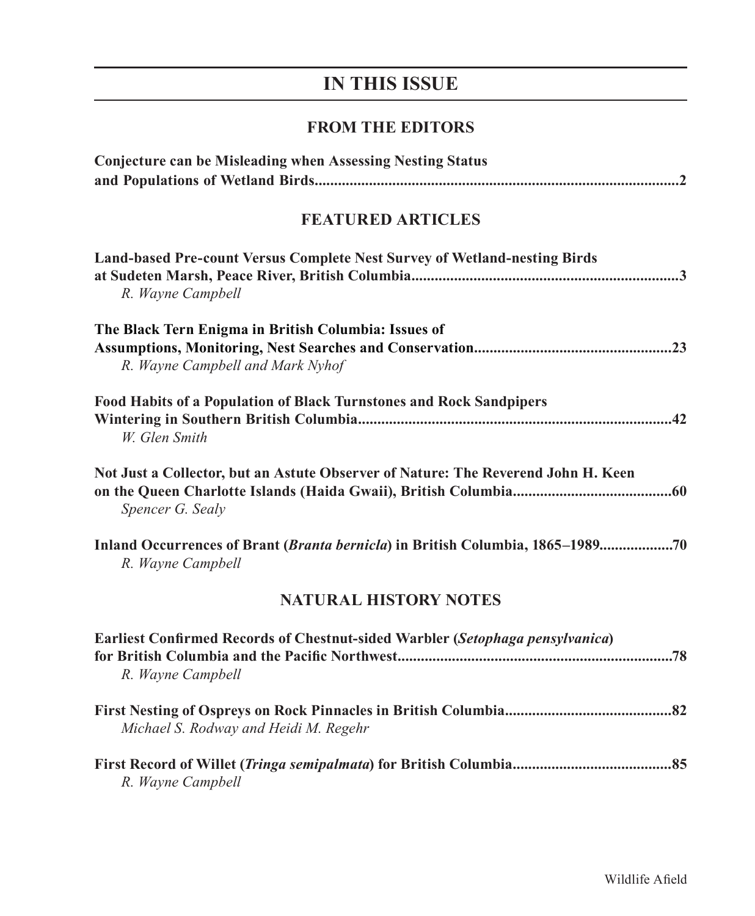# IN THIS ISSUE

## FROM THE EDITORS

**Conjecture can be Misleading when Assessing Nesting Status and Populations of Wetland Birds..........2**

## FEATURED ARTICLES

**Land-based Pre-count Versus Complete Nest Survey of Wetland-nesting Birds at Sudeten Marsh, Peace River, British Columbia..........3**
*R. Wayne Campbell*

**The Black Tern Enigma in British Columbia: Issues of Assumptions, Monitoring, Nest Searches and Conservation..........23**
*R. Wayne Campbell and Mark Nyhof*

**Food Habits of a Population of Black Turnstones and Rock Sandpipers Wintering in Southern British Columbia..........42**
*W. Glen Smith*

**Not Just a Collector, but an Astute Observer of Nature: The Reverend John H. Keen on the Queen Charlotte Islands (Haida Gwaii), British Columbia..........60**
*Spencer G. Sealy*

**Inland Occurrences of Brant (*Branta bernicla*) in British Columbia, 1865–1989..........70**
*R. Wayne Campbell*

## NATURAL HISTORY NOTES

**Earliest Confirmed Records of Chestnut-sided Warbler (*Setophaga pensylvanica*) for British Columbia and the Pacific Northwest..........78**
*R. Wayne Campbell*

**First Nesting of Ospreys on Rock Pinnacles in British Columbia..........82**
*Michael S. Rodway and Heidi M. Regehr*

**First Record of Willet (*Tringa semipalmata*) for British Columbia..........85**
*R. Wayne Campbell*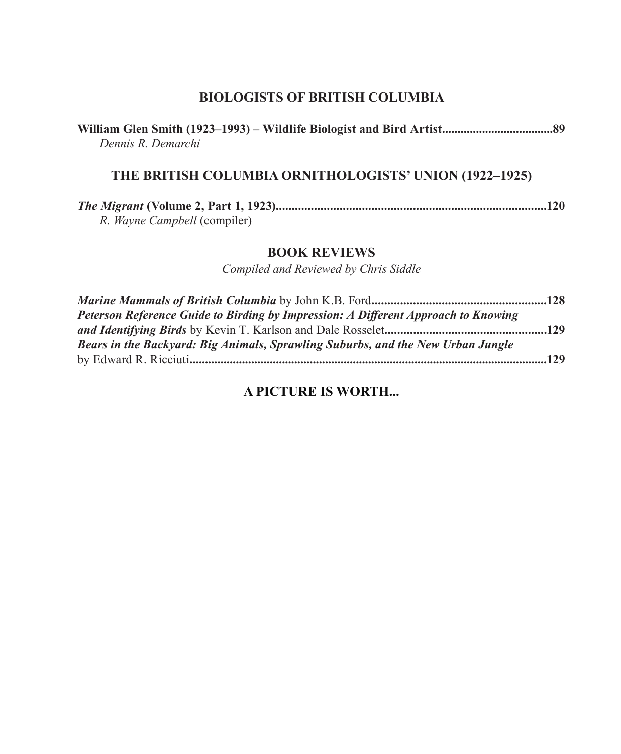## BIOLOGISTS OF BRITISH COLUMBIA

**William Glen Smith (1923–1993) – Wildlife Biologist and Bird Artist....................................89**
*Dennis R. Demarchi*

## THE BRITISH COLUMBIA ORNITHOLOGISTS' UNION (1922–1925)

***The Migrant* (Volume 2, Part 1, 1923)....................................................................................120**
*R. Wayne Campbell* (compiler)

## BOOK REVIEWS

*Compiled and Reviewed by Chris Siddle*

***Marine Mammals of British Columbia*** by John K.B. Ford**.......................................................128**
***Peterson Reference Guide to Birding by Impression: A Different Approach to Knowing and Identifying Birds*** by Kevin T. Karlson and Dale Rosselet**...................................................129**
***Bears in the Backyard: Big Animals, Sprawling Suburbs, and the New Urban Jungle*** by Edward R. Ricciuti**..................................................................................................................129**

## A PICTURE IS WORTH...